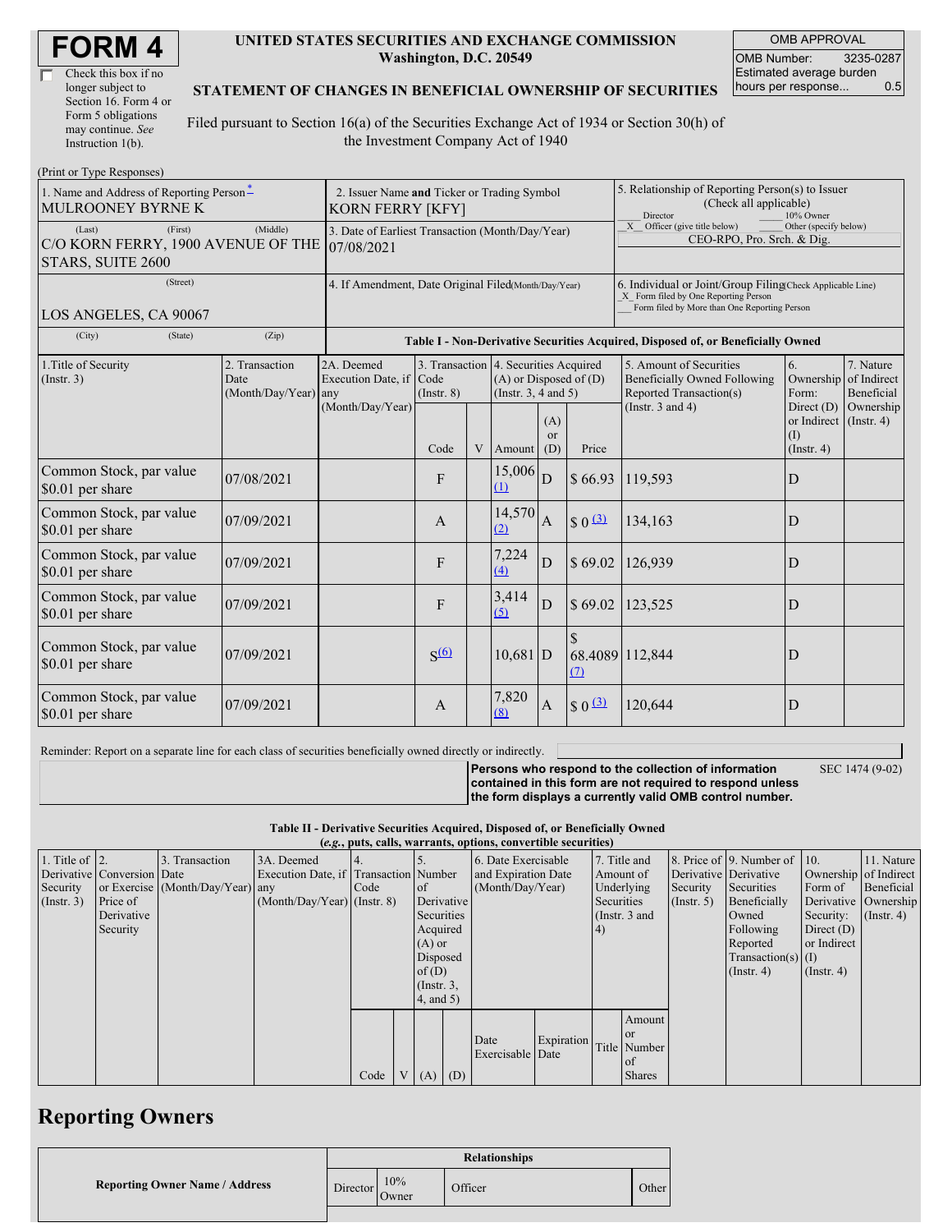# FORM 4

☐ Check this box if no longer subject to Section 16. Form 4 or Form 5 obligations may continue. *See* Instruction 1(b).

**UNITED STATES SECURITIES AND EXCHANGE COMMISSION**
**Washington, D.C. 20549**

**STATEMENT OF CHANGES IN BENEFICIAL OWNERSHIP OF SECURITIES**

Filed pursuant to Section 16(a) of the Securities Exchange Act of 1934 or Section 30(h) of the Investment Company Act of 1940

| OMB APPROVAL | |
|---|---|
| OMB Number: | 3235-0287 |
| Estimated average burden hours per response... | 0.5 |

(Print or Type Responses)

| 1. Name and Address of Reporting Person * | 2. Issuer Name **and** Ticker or Trading Symbol | 5. Relationship of Reporting Person(s) to Issuer (Check all applicable) |
|---|---|---|
| MULROONEY BYRNE K | KORN FERRY [KFY] | ___ Director ___ 10% Owner _X_ Officer (give title below) ___ Other (specify below) |
| (Last) (First) (Middle) C/O KORN FERRY, 1900 AVENUE OF THE STARS, SUITE 2600 | 3. Date of Earliest Transaction (Month/Day/Year) 07/08/2021 | CEO-RPO, Pro. Srch. & Dig. |
| (Street) LOS ANGELES, CA 90067 | 4. If Amendment, Date Original Filed(Month/Day/Year) | 6. Individual or Joint/Group Filing(Check Applicable Line) _X_ Form filed by One Reporting Person ___ Form filed by More than One Reporting Person |
| (City) (State) (Zip) | | |

**Table I - Non-Derivative Securities Acquired, Disposed of, or Beneficially Owned**

| 1.Title of Security (Instr. 3) | 2. Transaction Date (Month/Day/Year) | 2A. Deemed Execution Date, if any (Month/Day/Year) | 3. Transaction Code (Instr. 8) Code | V | 4. Securities Acquired (A) or Disposed of (D) (Instr. 3, 4 and 5) Amount | (A) or (D) | Price | 5. Amount of Securities Beneficially Owned Following Reported Transaction(s) (Instr. 3 and 4) | 6. Ownership Form: Direct (D) or Indirect (I) (Instr. 4) | 7. Nature of Indirect Beneficial Ownership (Instr. 4) |
|---|---|---|---|---|---|---|---|---|---|---|
| Common Stock, par value $0.01 per share | 07/08/2021 | | F | | 15,006 (1) | D | $ 66.93 | 119,593 | D | |
| Common Stock, par value $0.01 per share | 07/09/2021 | | A | | 14,570 (2) | A | $ 0 (3) | 134,163 | D | |
| Common Stock, par value $0.01 per share | 07/09/2021 | | F | | 7,224 (4) | D | $ 69.02 | 126,939 | D | |
| Common Stock, par value $0.01 per share | 07/09/2021 | | F | | 3,414 (5) | D | $ 69.02 | 123,525 | D | |
| Common Stock, par value $0.01 per share | 07/09/2021 | | S (6) | | 10,681 | D | $ 68.4089 (7) | 112,844 | D | |
| Common Stock, par value $0.01 per share | 07/09/2021 | | A | | 7,820 (8) | A | $ 0 (3) | 120,644 | D | |

Reminder: Report on a separate line for each class of securities beneficially owned directly or indirectly.

**Persons who respond to the collection of information contained in this form are not required to respond unless the form displays a currently valid OMB control number.** SEC 1474 (9-02)

**Table II - Derivative Securities Acquired, Disposed of, or Beneficially Owned**
**(*e.g.*, puts, calls, warrants, options, convertible securities)**

| 1. Title of Derivative Security (Instr. 3) | 2. Conversion or Exercise Price of Derivative Security | 3. Transaction Date (Month/Day/Year) | 3A. Deemed Execution Date, if any (Month/Day/Year) | 4. Transaction Code (Instr. 8) Code | V | 5. Number of Derivative Securities Acquired (A) or Disposed of (D) (Instr. 3, 4, and 5) (A) | (D) | 6. Date Exercisable and Expiration Date (Month/Day/Year) Date Exercisable | Expiration Date | 7. Title and Amount of Underlying Securities (Instr. 3 and 4) Title | Amount or Number of Shares | 8. Price of Derivative Security (Instr. 5) | 9. Number of Derivative Securities Beneficially Owned Following Reported Transaction(s) (Instr. 4) | 10. Ownership Form of Derivative Security: Direct (D) or Indirect (I) (Instr. 4) | 11. Nature of Indirect Beneficial Ownership (Instr. 4) |
|---|---|---|---|---|---|---|---|---|---|---|---|---|---|---|---|

## Reporting Owners

| Reporting Owner Name / Address | Relationships: Director | 10% Owner | Officer | Other |
|---|---|---|---|---|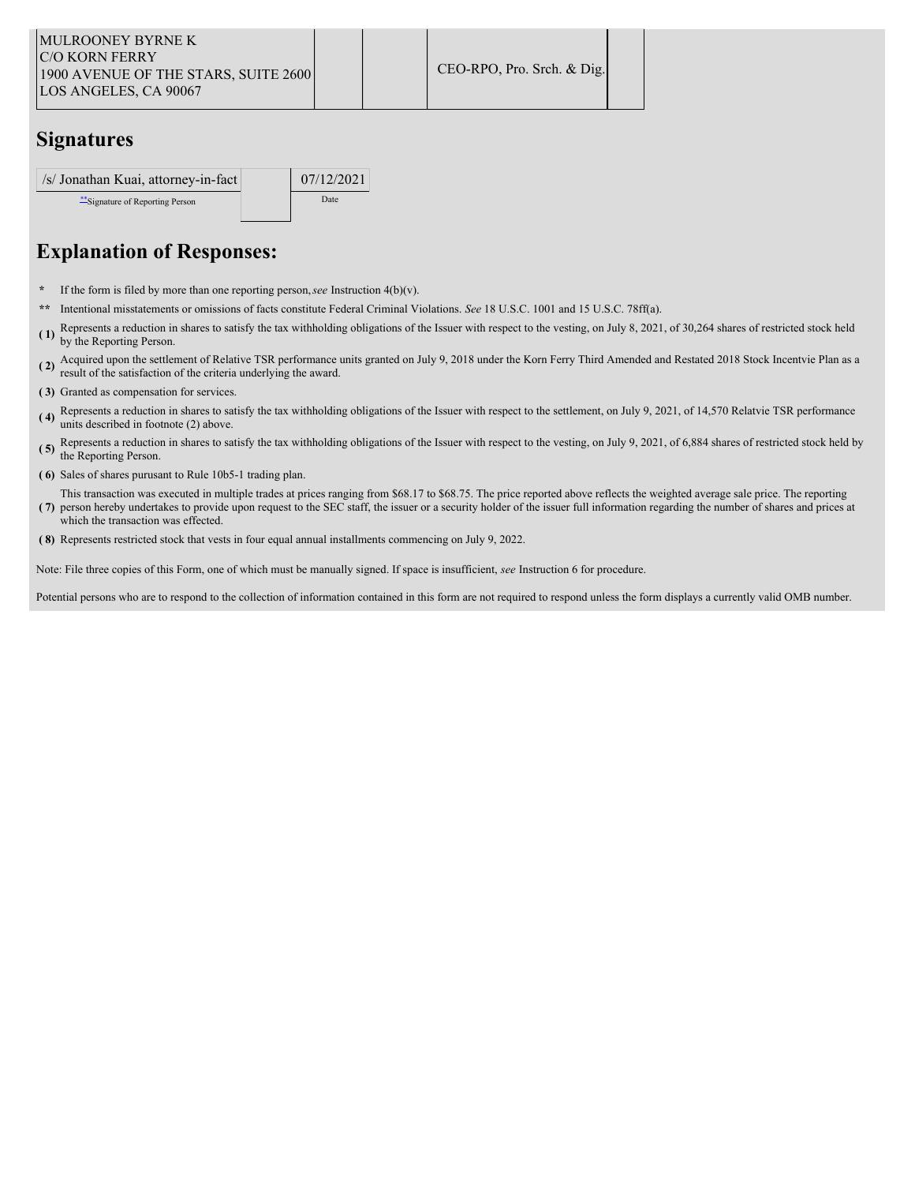| | | | | |
|---|---|---|---|---|
| MULROONEY BYRNE K<br>C/O KORN FERRY<br>1900 AVENUE OF THE STARS, SUITE 2600<br>LOS ANGELES, CA 90067 | | | CEO-RPO, Pro. Srch. & Dig. | |

## Signatures

| | | |
|---|---|---|
| /s/ Jonathan Kuai, attorney-in-fact | | 07/12/2021 |
| **Signature of Reporting Person | | Date |

## Explanation of Responses:

\* If the form is filed by more than one reporting person, *see* Instruction 4(b)(v).

** Intentional misstatements or omissions of facts constitute Federal Criminal Violations. *See* 18 U.S.C. 1001 and 15 U.S.C. 78ff(a).

( 1) Represents a reduction in shares to satisfy the tax withholding obligations of the Issuer with respect to the vesting, on July 8, 2021, of 30,264 shares of restricted stock held by the Reporting Person.

( 2) Acquired upon the settlement of Relative TSR performance units granted on July 9, 2018 under the Korn Ferry Third Amended and Restated 2018 Stock Incentvie Plan as a result of the satisfaction of the criteria underlying the award.

( 3) Granted as compensation for services.

( 4) Represents a reduction in shares to satisfy the tax withholding obligations of the Issuer with respect to the settlement, on July 9, 2021, of 14,570 Relatvie TSR performance units described in footnote (2) above.

( 5) Represents a reduction in shares to satisfy the tax withholding obligations of the Issuer with respect to the vesting, on July 9, 2021, of 6,884 shares of restricted stock held by the Reporting Person.

( 6) Sales of shares purusant to Rule 10b5-1 trading plan.

( 7) This transaction was executed in multiple trades at prices ranging from $68.17 to $68.75. The price reported above reflects the weighted average sale price. The reporting person hereby undertakes to provide upon request to the SEC staff, the issuer or a security holder of the issuer full information regarding the number of shares and prices at which the transaction was effected.

( 8) Represents restricted stock that vests in four equal annual installments commencing on July 9, 2022.

Note: File three copies of this Form, one of which must be manually signed. If space is insufficient, *see* Instruction 6 for procedure.

Potential persons who are to respond to the collection of information contained in this form are not required to respond unless the form displays a currently valid OMB number.